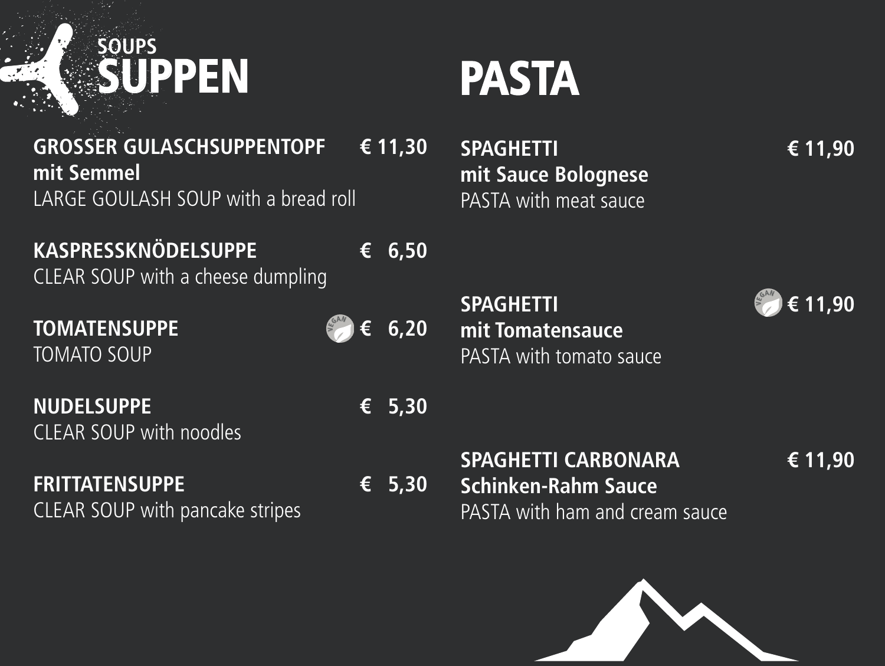## SOUPS
# SUPPEN

**GROSSER GULASCHSUPPENTOPF mit Semmel** — **€ 11,30**
LARGE GOULASH SOUP with a bread roll

**KASPRESSKNÖDELSUPPE** — **€ 6,50**
CLEAR SOUP with a cheese dumpling

**TOMATENSUPPE** (VEGAN) — **€ 6,20**
TOMATO SOUP

**NUDELSUPPE** — **€ 5,30**
CLEAR SOUP with noodles

**FRITTATENSUPPE** — **€ 5,30**
CLEAR SOUP with pancake stripes

# PASTA

**SPAGHETTI mit Sauce Bolognese** — **€ 11,90**
PASTA with meat sauce

**SPAGHETTI mit Tomatensauce** (VEGAN) — **€ 11,90**
PASTA with tomato sauce

**SPAGHETTI CARBONARA Schinken-Rahm Sauce** — **€ 11,90**
PASTA with ham and cream sauce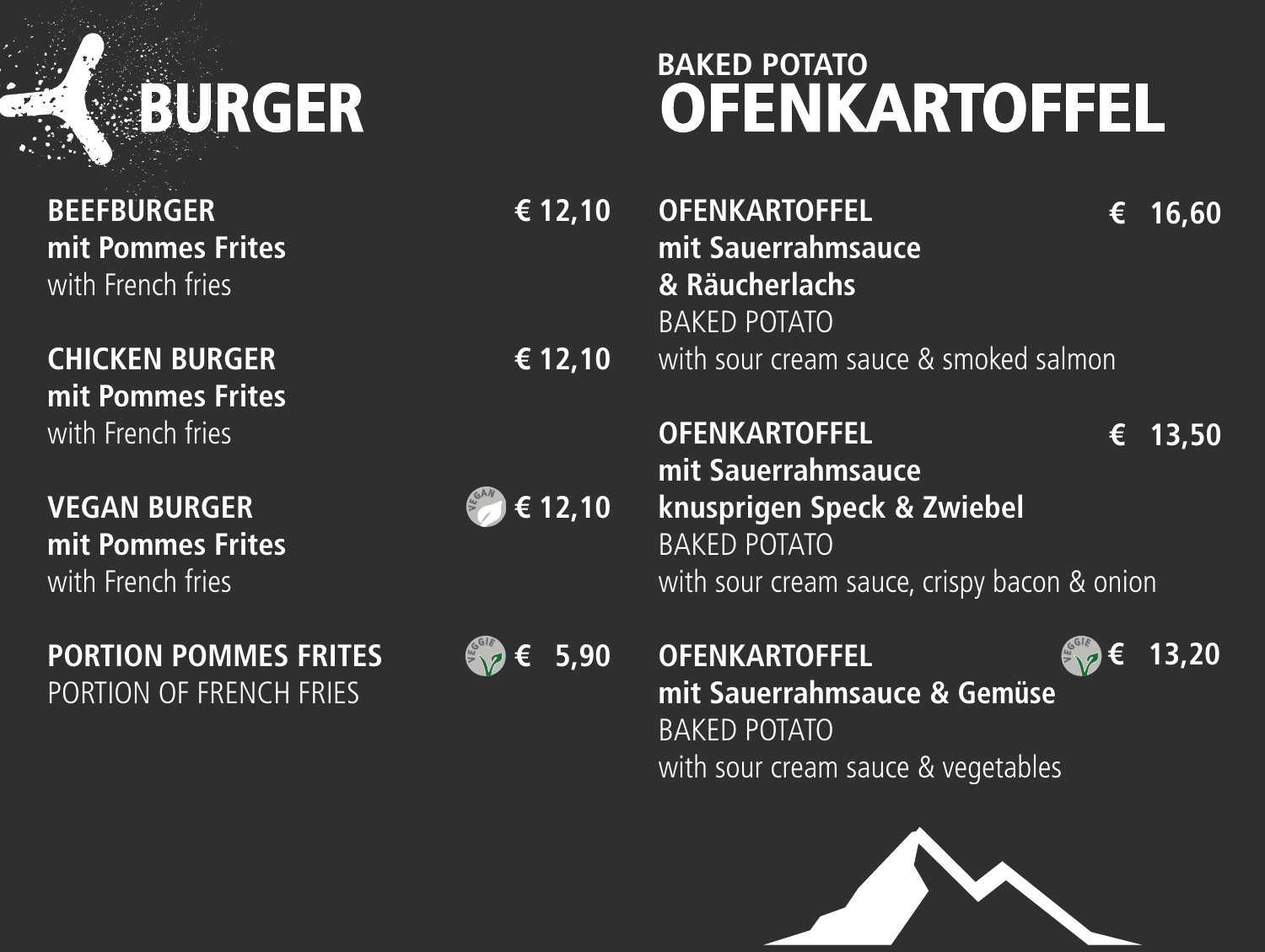# BURGER

**BEEFBURGER** **€ 12,10**
**mit Pommes Frites**
with French fries

**CHICKEN BURGER** **€ 12,10**
**mit Pommes Frites**
with French fries

**VEGAN BURGER** VEGAN **€ 12,10**
**mit Pommes Frites**
with French fries

**PORTION POMMES FRITES** VEGGIE **€ 5,90**
PORTION OF FRENCH FRIES

## BAKED POTATO
# OFENKARTOFFEL

**OFENKARTOFFEL** **€ 16,60**
**mit Sauerrahmsauce**
**& Räucherlachs**
BAKED POTATO
with sour cream sauce & smoked salmon

**OFENKARTOFFEL** **€ 13,50**
**mit Sauerrahmsauce**
**knusprigen Speck & Zwiebel**
BAKED POTATO
with sour cream sauce, crispy bacon & onion

**OFENKARTOFFEL** VEGGIE **€ 13,20**
**mit Sauerrahmsauce & Gemüse**
BAKED POTATO
with sour cream sauce & vegetables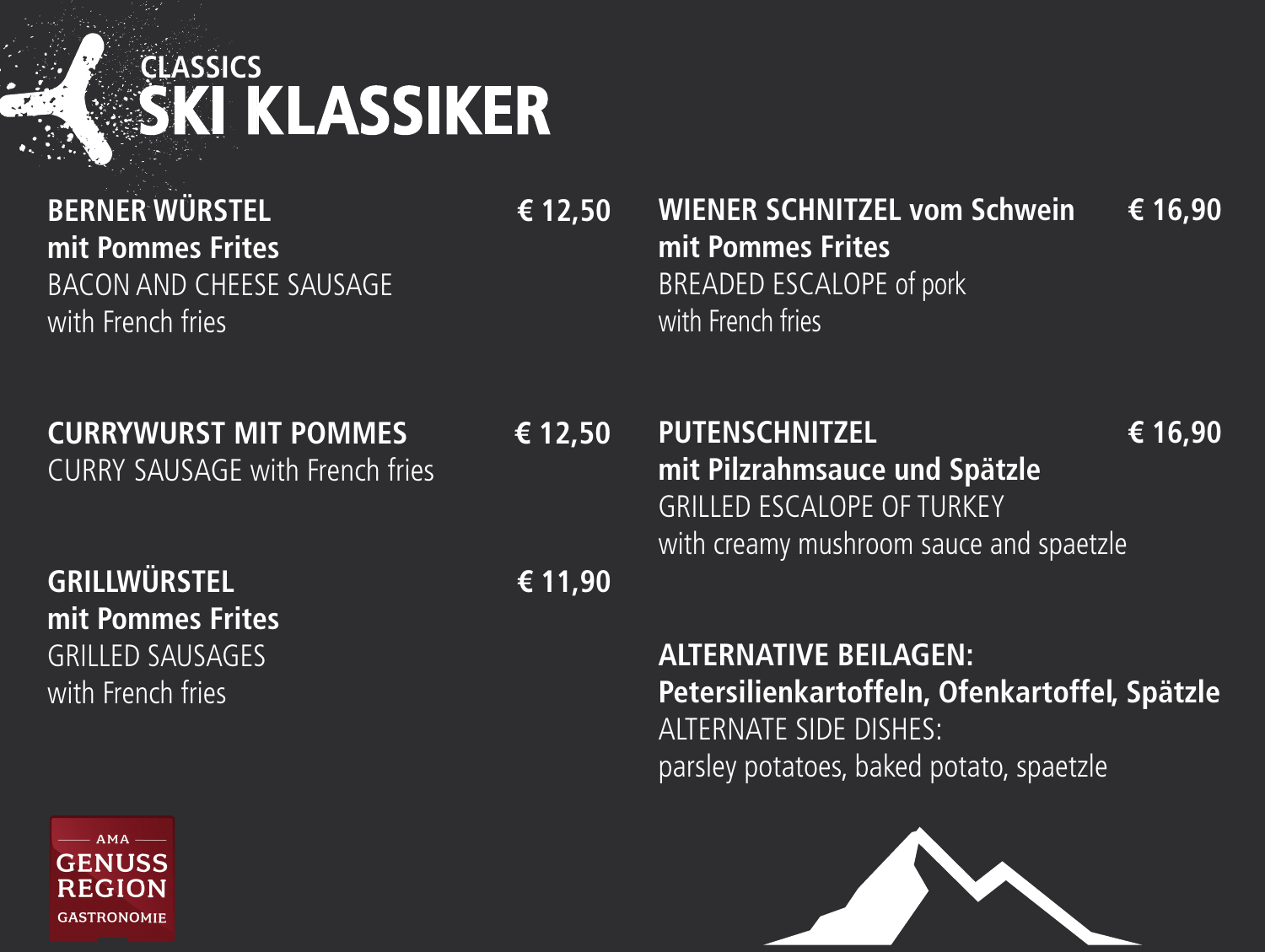## CLASSICS

# SKI KLASSIKER

**BERNER WÜRSTEL** **€ 12,50**
**mit Pommes Frites**
BACON AND CHEESE SAUSAGE
with French fries

**CURRYWURST MIT POMMES** **€ 12,50**
CURRY SAUSAGE with French fries

**GRILLWÜRSTEL** **€ 11,90**
**mit Pommes Frites**
GRILLED SAUSAGES
with French fries

**WIENER SCHNITZEL vom Schwein** **€ 16,90**
**mit Pommes Frites**
BREADED ESCALOPE of pork
with French fries

**PUTENSCHNITZEL** **€ 16,90**
**mit Pilzrahmsauce und Spätzle**
GRILLED ESCALOPE OF TURKEY
with creamy mushroom sauce and spaetzle

**ALTERNATIVE BEILAGEN:**
**Petersilienkartoffeln, Ofenkartoffel, Spätzle**
ALTERNATE SIDE DISHES:
parsley potatoes, baked potato, spaetzle

AMA GENUSS REGION GASTRONOMIE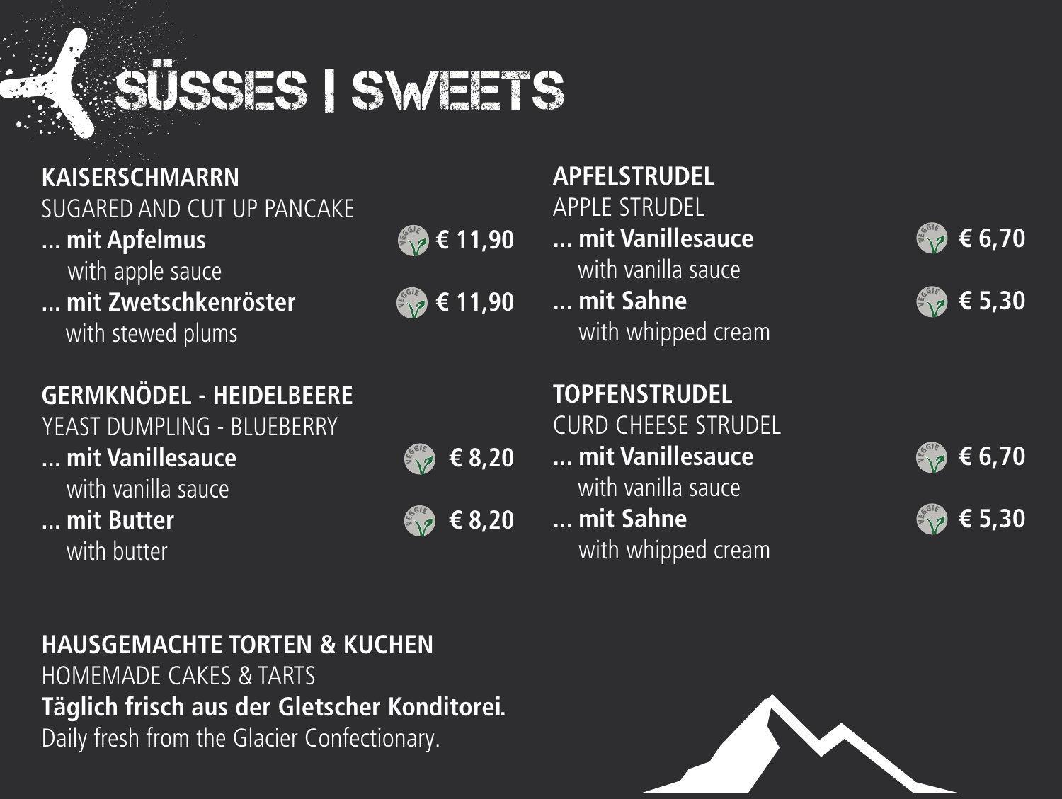# SÜSSES | SWEETS

## KAISERSCHMARRN
SUGARED AND CUT UP PANCAKE

**... mit Apfelmus** — VEGGIE **€ 11,90**
with apple sauce

**... mit Zwetschkenröster** — VEGGIE **€ 11,90**
with stewed plums

## GERMKNÖDEL - HEIDELBEERE
YEAST DUMPLING - BLUEBERRY

**... mit Vanillesauce** — VEGGIE **€ 8,20**
with vanilla sauce

**... mit Butter** — VEGGIE **€ 8,20**
with butter

## APFELSTRUDEL
APPLE STRUDEL

**... mit Vanillesauce** — VEGGIE **€ 6,70**
with vanilla sauce

**... mit Sahne** — VEGGIE **€ 5,30**
with whipped cream

## TOPFENSTRUDEL
CURD CHEESE STRUDEL

**... mit Vanillesauce** — VEGGIE **€ 6,70**
with vanilla sauce

**... mit Sahne** — VEGGIE **€ 5,30**
with whipped cream

## HAUSGEMACHTE TORTEN & KUCHEN
HOMEMADE CAKES & TARTS

**Täglich frisch aus der Gletscher Konditorei.**
Daily fresh from the Glacier Confectionary.